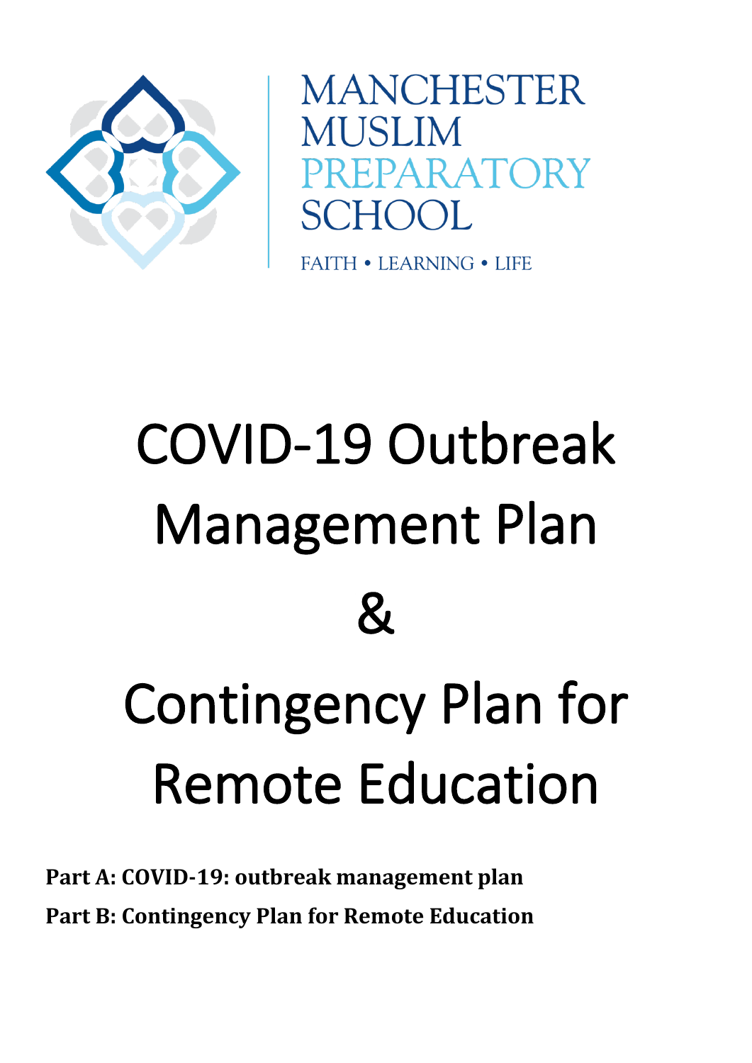MANCHESTER MUSLIM PREPARATORY SCHOOL

FAITH • LEARNING • LIFE

# COVID-19 Outbreak Management Plan

# &

# Contingency Plan for Remote Education

**Part A: COVID-19: outbreak management plan**

**Part B: Contingency Plan for Remote Education**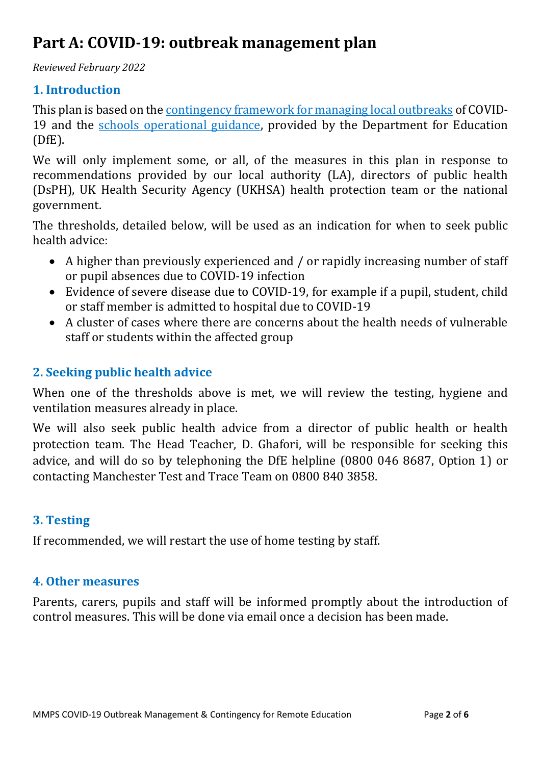# Part A: COVID-19: outbreak management plan

*Reviewed February 2022*

## 1. Introduction

This plan is based on the [contingency framework for managing local outbreaks]() of COVID-19 and the [schools operational guidance](), provided by the Department for Education (DfE).

We will only implement some, or all, of the measures in this plan in response to recommendations provided by our local authority (LA), directors of public health (DsPH), UK Health Security Agency (UKHSA) health protection team or the national government.

The thresholds, detailed below, will be used as an indication for when to seek public health advice:

- A higher than previously experienced and / or rapidly increasing number of staff or pupil absences due to COVID-19 infection
- Evidence of severe disease due to COVID-19, for example if a pupil, student, child or staff member is admitted to hospital due to COVID-19
- A cluster of cases where there are concerns about the health needs of vulnerable staff or students within the affected group

## 2. Seeking public health advice

When one of the thresholds above is met, we will review the testing, hygiene and ventilation measures already in place.

We will also seek public health advice from a director of public health or health protection team. The Head Teacher, D. Ghafori, will be responsible for seeking this advice, and will do so by telephoning the DfE helpline (0800 046 8687, Option 1) or contacting Manchester Test and Trace Team on 0800 840 3858.

## 3. Testing

If recommended, we will restart the use of home testing by staff.

## 4. Other measures

Parents, carers, pupils and staff will be informed promptly about the introduction of control measures. This will be done via email once a decision has been made.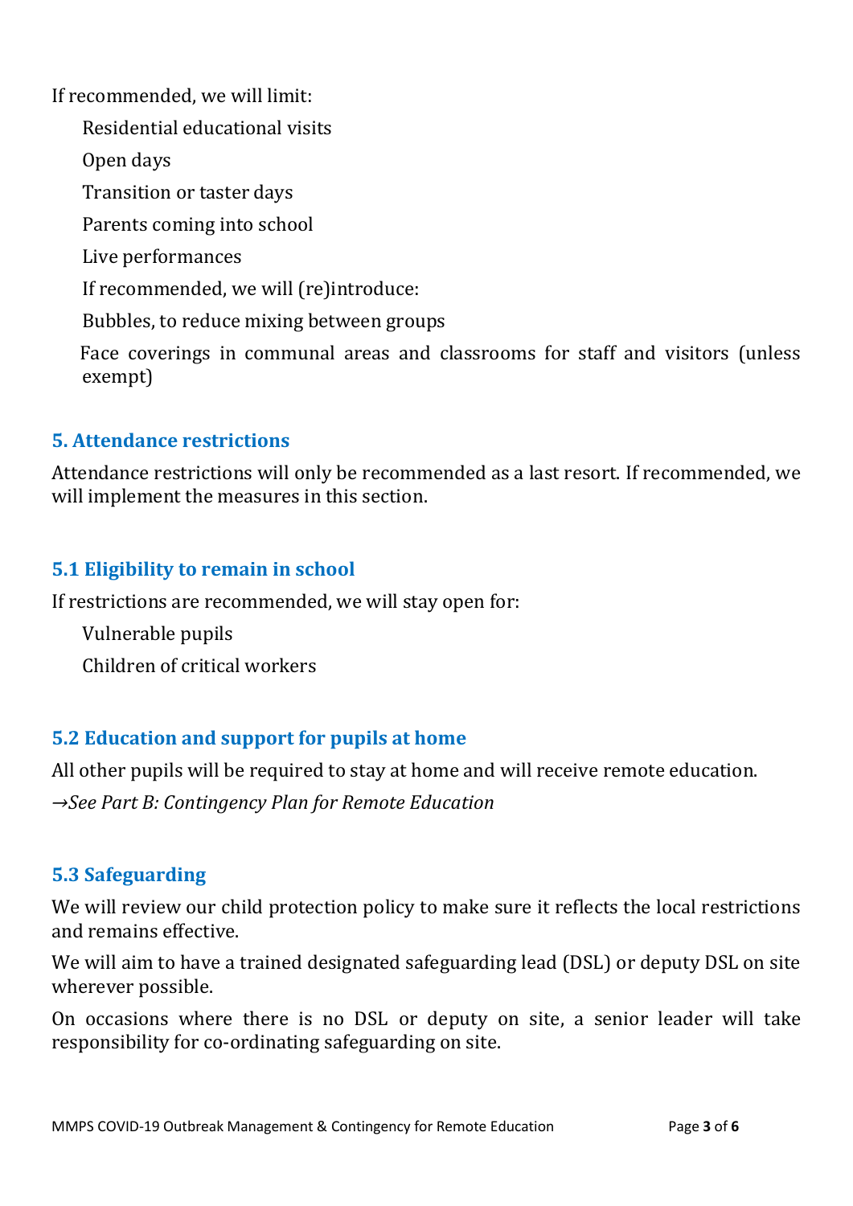If recommended, we will limit:

- Residential educational visits
- Open days
- Transition or taster days
- Parents coming into school
- Live performances
- If recommended, we will (re)introduce:
- Bubbles, to reduce mixing between groups
- Face coverings in communal areas and classrooms for staff and visitors (unless exempt)

## 5. Attendance restrictions

Attendance restrictions will only be recommended as a last resort. If recommended, we will implement the measures in this section.

### 5.1 Eligibility to remain in school

If restrictions are recommended, we will stay open for:

- Vulnerable pupils
- Children of critical workers

### 5.2 Education and support for pupils at home

All other pupils will be required to stay at home and will receive remote education.

→*See Part B: Contingency Plan for Remote Education*

### 5.3 Safeguarding

We will review our child protection policy to make sure it reflects the local restrictions and remains effective.

We will aim to have a trained designated safeguarding lead (DSL) or deputy DSL on site wherever possible.

On occasions where there is no DSL or deputy on site, a senior leader will take responsibility for co-ordinating safeguarding on site.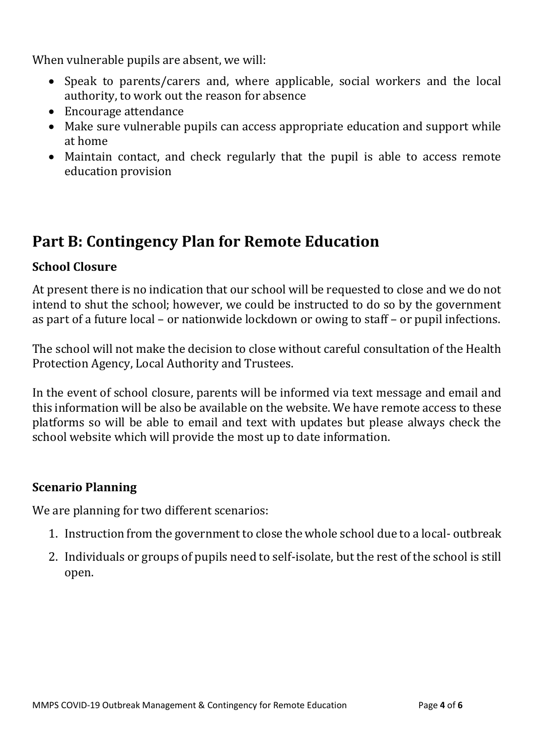When vulnerable pupils are absent, we will:

- Speak to parents/carers and, where applicable, social workers and the local authority, to work out the reason for absence
- Encourage attendance
- Make sure vulnerable pupils can access appropriate education and support while at home
- Maintain contact, and check regularly that the pupil is able to access remote education provision

## Part B: Contingency Plan for Remote Education

### School Closure

At present there is no indication that our school will be requested to close and we do not intend to shut the school; however, we could be instructed to do so by the government as part of a future local – or nationwide lockdown or owing to staff – or pupil infections.

The school will not make the decision to close without careful consultation of the Health Protection Agency, Local Authority and Trustees.

In the event of school closure, parents will be informed via text message and email and this information will be also be available on the website. We have remote access to these platforms so will be able to email and text with updates but please always check the school website which will provide the most up to date information.

### Scenario Planning

We are planning for two different scenarios:

1. Instruction from the government to close the whole school due to a local- outbreak
2. Individuals or groups of pupils need to self-isolate, but the rest of the school is still open.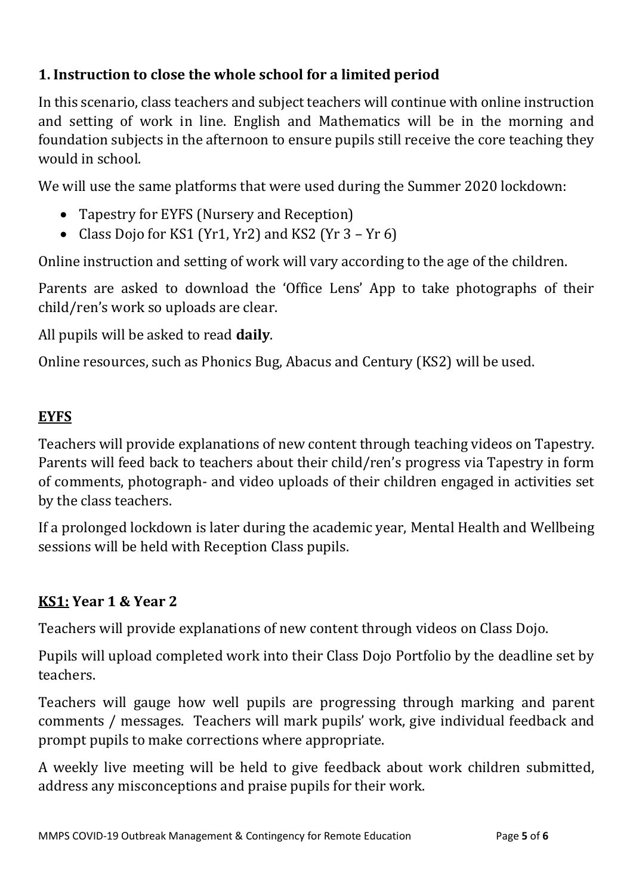### 1. Instruction to close the whole school for a limited period

In this scenario, class teachers and subject teachers will continue with online instruction and setting of work in line. English and Mathematics will be in the morning and foundation subjects in the afternoon to ensure pupils still receive the core teaching they would in school.

We will use the same platforms that were used during the Summer 2020 lockdown:

- Tapestry for EYFS (Nursery and Reception)
- Class Dojo for KS1 (Yr1, Yr2) and KS2 (Yr 3 – Yr 6)

Online instruction and setting of work will vary according to the age of the children.

Parents are asked to download the 'Office Lens' App to take photographs of their child/ren's work so uploads are clear.

All pupils will be asked to read **daily**.

Online resources, such as Phonics Bug, Abacus and Century (KS2) will be used.

#### EYFS

Teachers will provide explanations of new content through teaching videos on Tapestry. Parents will feed back to teachers about their child/ren's progress via Tapestry in form of comments, photograph- and video uploads of their children engaged in activities set by the class teachers.

If a prolonged lockdown is later during the academic year, Mental Health and Wellbeing sessions will be held with Reception Class pupils.

#### KS1: Year 1 & Year 2

Teachers will provide explanations of new content through videos on Class Dojo.

Pupils will upload completed work into their Class Dojo Portfolio by the deadline set by teachers.

Teachers will gauge how well pupils are progressing through marking and parent comments / messages. Teachers will mark pupils' work, give individual feedback and prompt pupils to make corrections where appropriate.

A weekly live meeting will be held to give feedback about work children submitted, address any misconceptions and praise pupils for their work.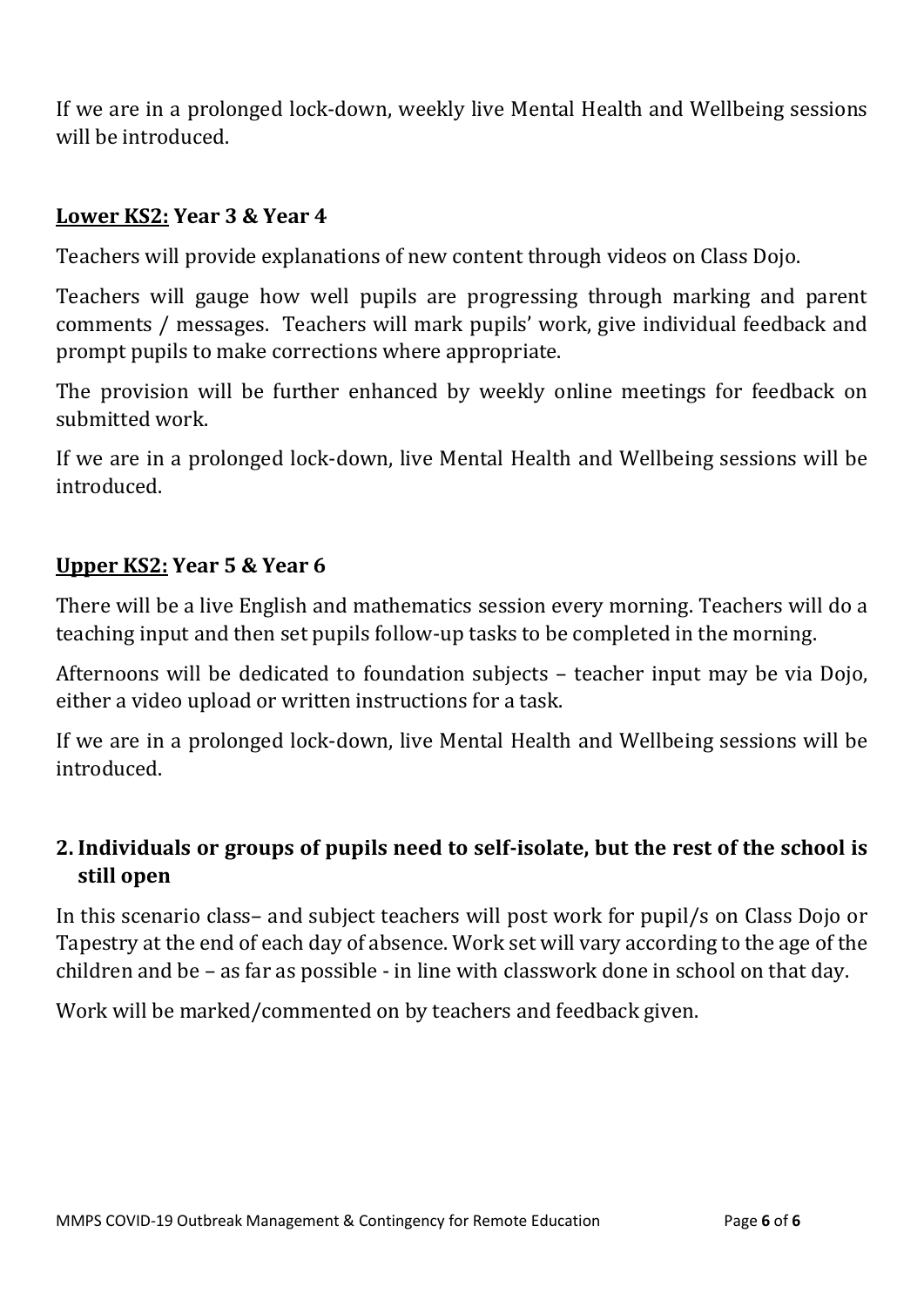If we are in a prolonged lock-down, weekly live Mental Health and Wellbeing sessions will be introduced.

### <u>Lower KS2:</u> Year 3 & Year 4

Teachers will provide explanations of new content through videos on Class Dojo.

Teachers will gauge how well pupils are progressing through marking and parent comments / messages. Teachers will mark pupils' work, give individual feedback and prompt pupils to make corrections where appropriate.

The provision will be further enhanced by weekly online meetings for feedback on submitted work.

If we are in a prolonged lock-down, live Mental Health and Wellbeing sessions will be introduced.

### <u>Upper KS2:</u> Year 5 & Year 6

There will be a live English and mathematics session every morning. Teachers will do a teaching input and then set pupils follow-up tasks to be completed in the morning.

Afternoons will be dedicated to foundation subjects – teacher input may be via Dojo, either a video upload or written instructions for a task.

If we are in a prolonged lock-down, live Mental Health and Wellbeing sessions will be introduced.

## 2. Individuals or groups of pupils need to self-isolate, but the rest of the school is still open

In this scenario class– and subject teachers will post work for pupil/s on Class Dojo or Tapestry at the end of each day of absence. Work set will vary according to the age of the children and be – as far as possible - in line with classwork done in school on that day.

Work will be marked/commented on by teachers and feedback given.